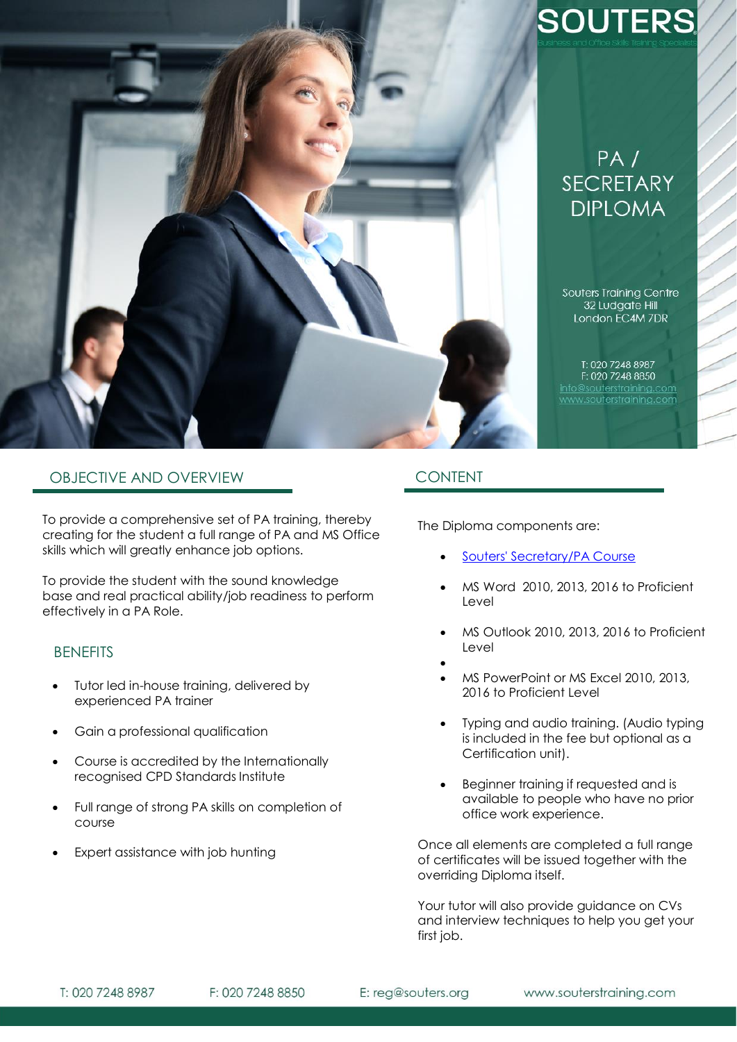# SOUTERS

Business and Office Skills training Specialists

# PA / SECRETARY DIPLOMA

Souters Training Centre
32 Ludgate Hill
London EC4M 7DR

T: 020 7248 8987
F: 020 7248 8850
info@souterstraining.com
www.souterstraining.com

## OBJECTIVE AND OVERVIEW

To provide a comprehensive set of PA training, thereby creating for the student a full range of PA and MS Office skills which will greatly enhance job options.

To provide the student with the sound knowledge base and real practical ability/job readiness to perform effectively in a PA Role.

### BENEFITS

- Tutor led in-house training, delivered by experienced PA trainer
- Gain a professional qualification
- Course is accredited by the Internationally recognised CPD Standards Institute
- Full range of strong PA skills on completion of course
- Expert assistance with job hunting

## CONTENT

The Diploma components are:

- Souters' Secretary/PA Course
- MS Word 2010, 2013, 2016 to Proficient Level
- MS Outlook 2010, 2013, 2016 to Proficient Level
- MS PowerPoint or MS Excel 2010, 2013, 2016 to Proficient Level
- Typing and audio training. (Audio typing is included in the fee but optional as a Certification unit).
- Beginner training if requested and is available to people who have no prior office work experience.

Once all elements are completed a full range of certificates will be issued together with the overriding Diploma itself.

Your tutor will also provide guidance on CVs and interview techniques to help you get your first job.

T: 020 7248 8987 F: 020 7248 8850 E: reg@souters.org www.souterstraining.com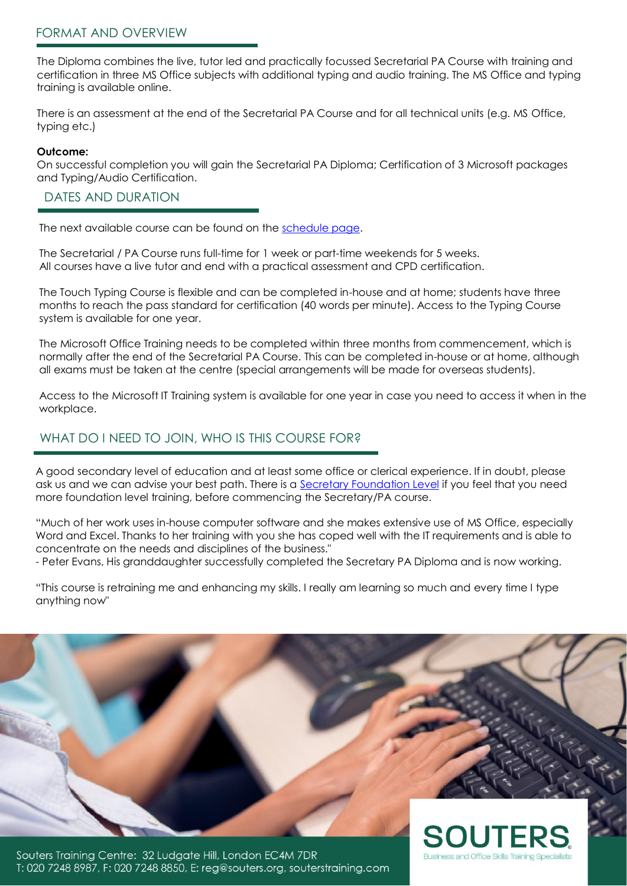## FORMAT AND OVERVIEW

The Diploma combines the live, tutor led and practically focussed Secretarial PA Course with training and certification in three MS Office subjects with additional typing and audio training. The MS Office and typing training is available online.

There is an assessment at the end of the Secretarial PA Course and for all technical units (e.g. MS Office, typing etc.)

**Outcome:**
On successful completion you will gain the Secretarial PA Diploma; Certification of 3 Microsoft packages and Typing/Audio Certification.

## DATES AND DURATION

The next available course can be found on the schedule page.

The Secretarial / PA Course runs full-time for 1 week or part-time weekends for 5 weeks.
All courses have a live tutor and end with a practical assessment and CPD certification.

The Touch Typing Course is flexible and can be completed in-house and at home; students have three months to reach the pass standard for certification (40 words per minute). Access to the Typing Course system is available for one year.

The Microsoft Office Training needs to be completed within three months from commencement, which is normally after the end of the Secretarial PA Course. This can be completed in-house or at home, although all exams must be taken at the centre (special arrangements will be made for overseas students).

Access to the Microsoft IT Training system is available for one year in case you need to access it when in the workplace.

## WHAT DO I NEED TO JOIN, WHO IS THIS COURSE FOR?

A good secondary level of education and at least some office or clerical experience. If in doubt, please ask us and we can advise your best path. There is a Secretary Foundation Level if you feel that you need more foundation level training, before commencing the Secretary/PA course.

"Much of her work uses in-house computer software and she makes extensive use of MS Office, especially Word and Excel. Thanks to her training with you she has coped well with the IT requirements and is able to concentrate on the needs and disciplines of the business."
- Peter Evans, His granddaughter successfully completed the Secretary PA Diploma and is now working.

"This course is retraining me and enhancing my skills. I really am learning so much and every time I type anything now"

Souters Training Centre: 32 Ludgate Hill, London EC4M 7DR
T: 020 7248 8987, F: 020 7248 8850, E: reg@souters.org, souterstraining.com

SOUTERS
Business and Office Skills Training Specialists